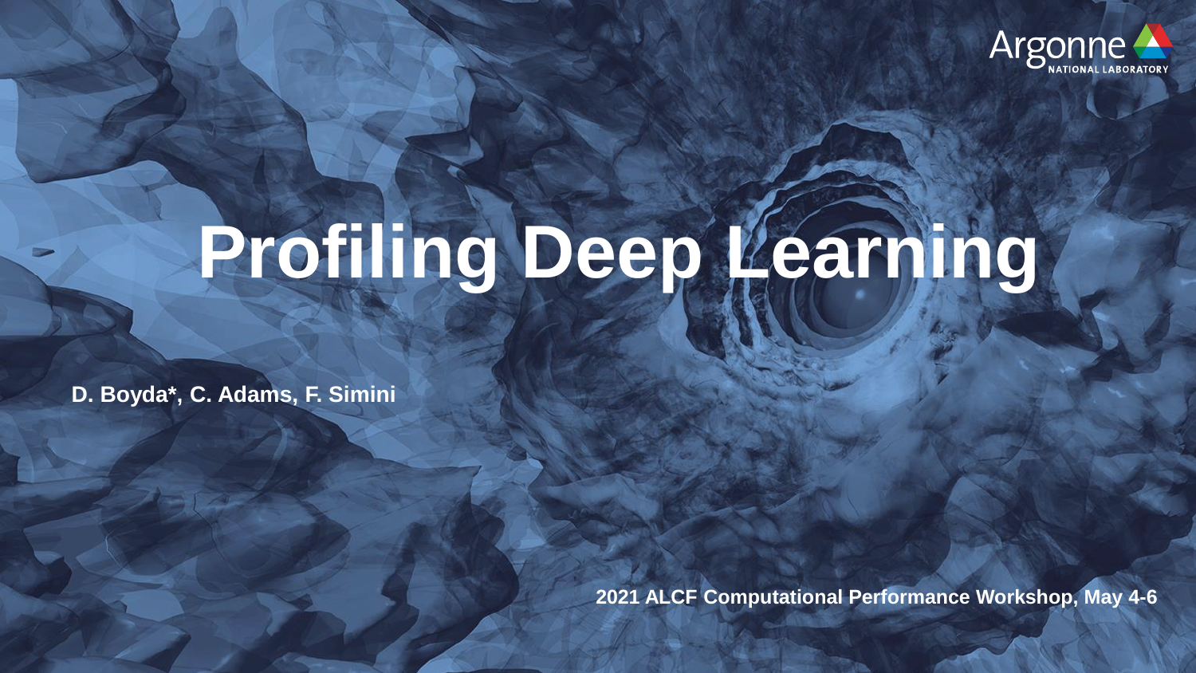# Profiling Deep Learning

**D. Boyda\*, C. Adams, F. Simini**

**2021 ALCF Computational Performance Workshop, May 4-6**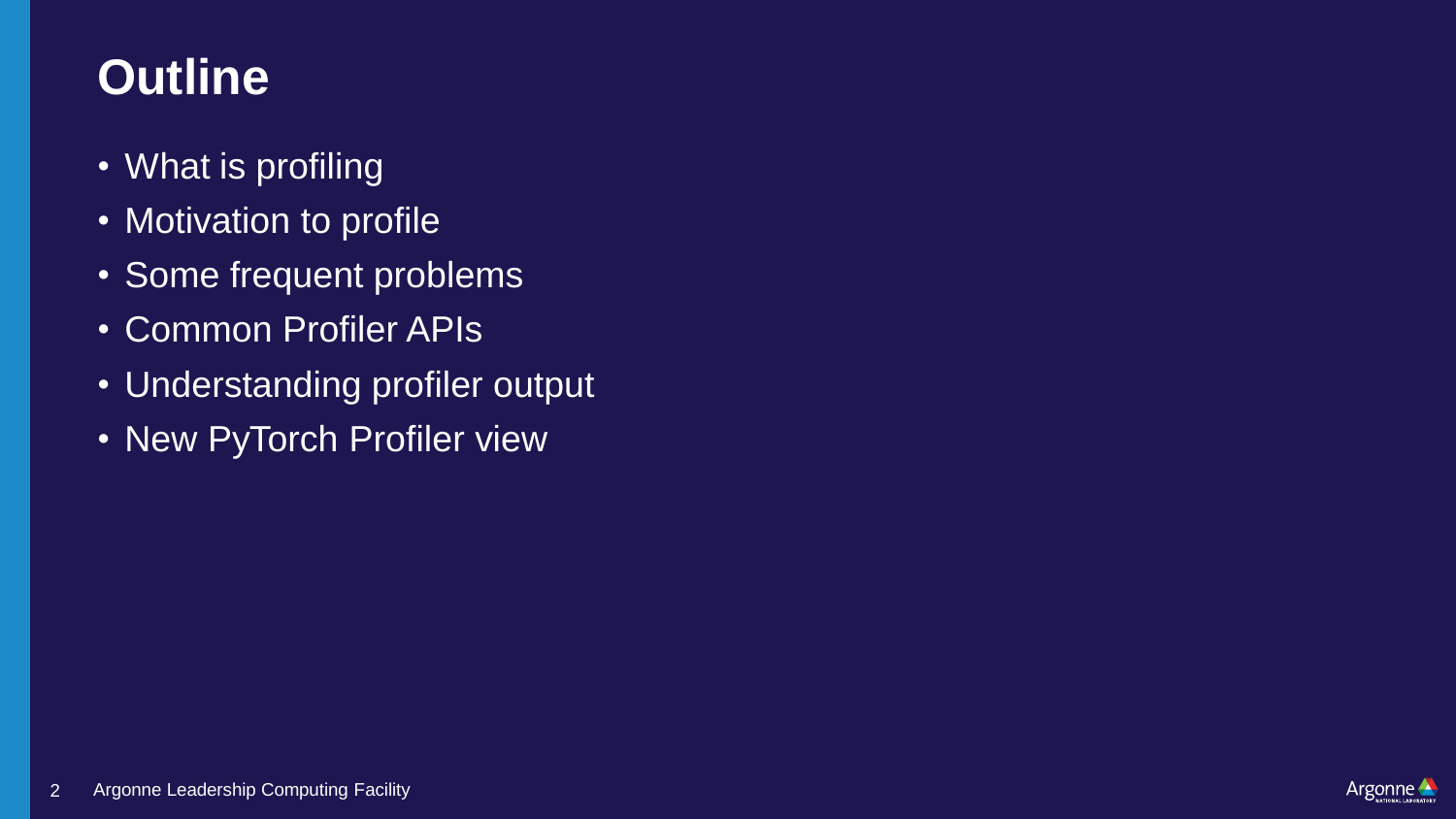# Outline

- What is profiling
- Motivation to profile
- Some frequent problems
- Common Profiler APIs
- Understanding profiler output
- New PyTorch Profiler view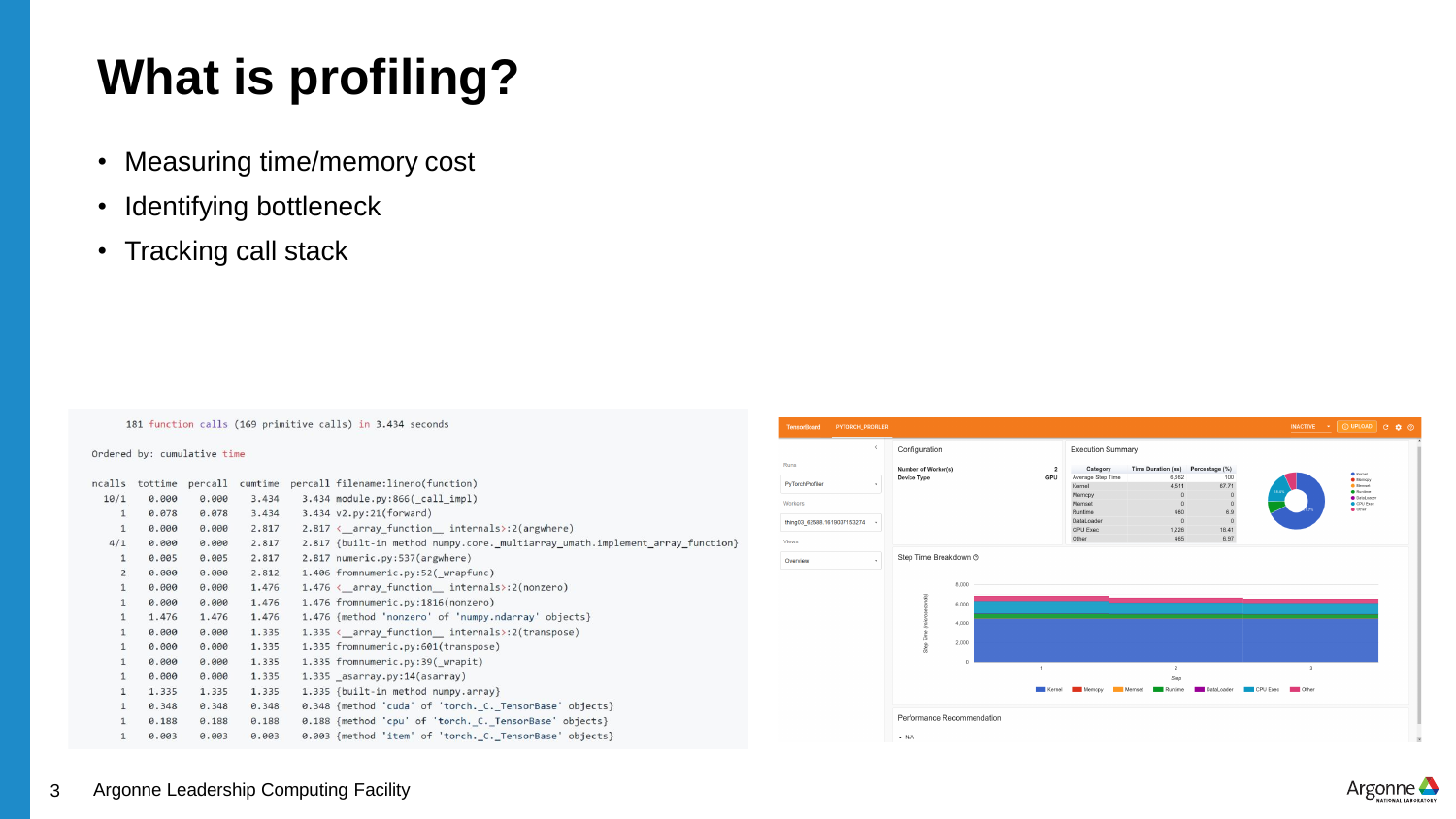# What is profiling?

- Measuring time/memory cost
- Identifying bottleneck
- Tracking call stack

```
         181 function calls (169 primitive calls) in 3.434 seconds

   Ordered by: cumulative time

   ncalls  tottime  percall  cumtime  percall filename:lineno(function)
     10/1    0.000    0.000    3.434    3.434 module.py:866(_call_impl)
        1    0.078    0.078    3.434    3.434 v2.py:21(forward)
        1    0.000    0.000    2.817    2.817 <__array_function__ internals>:2(argwhere)
      4/1    0.000    0.000    2.817    2.817 {built-in method numpy.core._multiarray_umath.implement_array_function}
        1    0.005    0.005    2.817    2.817 numeric.py:537(argwhere)
        2    0.000    0.000    2.812    1.406 fromnumeric.py:52(_wrapfunc)
        1    0.000    0.000    1.476    1.476 <__array_function__ internals>:2(nonzero)
        1    0.000    0.000    1.476    1.476 fromnumeric.py:1816(nonzero)
        1    1.476    1.476    1.476    1.476 {method 'nonzero' of 'numpy.ndarray' objects}
        1    0.000    0.000    1.335    1.335 <__array_function__ internals>:2(transpose)
        1    0.000    0.000    1.335    1.335 fromnumeric.py:601(transpose)
        1    0.000    0.000    1.335    1.335 fromnumeric.py:39(_wrapit)
        1    0.000    0.000    1.335    1.335 _asarray.py:14(asarray)
        1    1.335    1.335    1.335    1.335 {built-in method numpy.array}
        1    0.348    0.348    0.348    0.348 {method 'cuda' of 'torch._C._TensorBase' objects}
        1    0.188    0.188    0.188    0.188 {method 'cpu' of 'torch._C._TensorBase' objects}
        1    0.003    0.003    0.003    0.003 {method 'item' of 'torch._C._TensorBase' objects}
```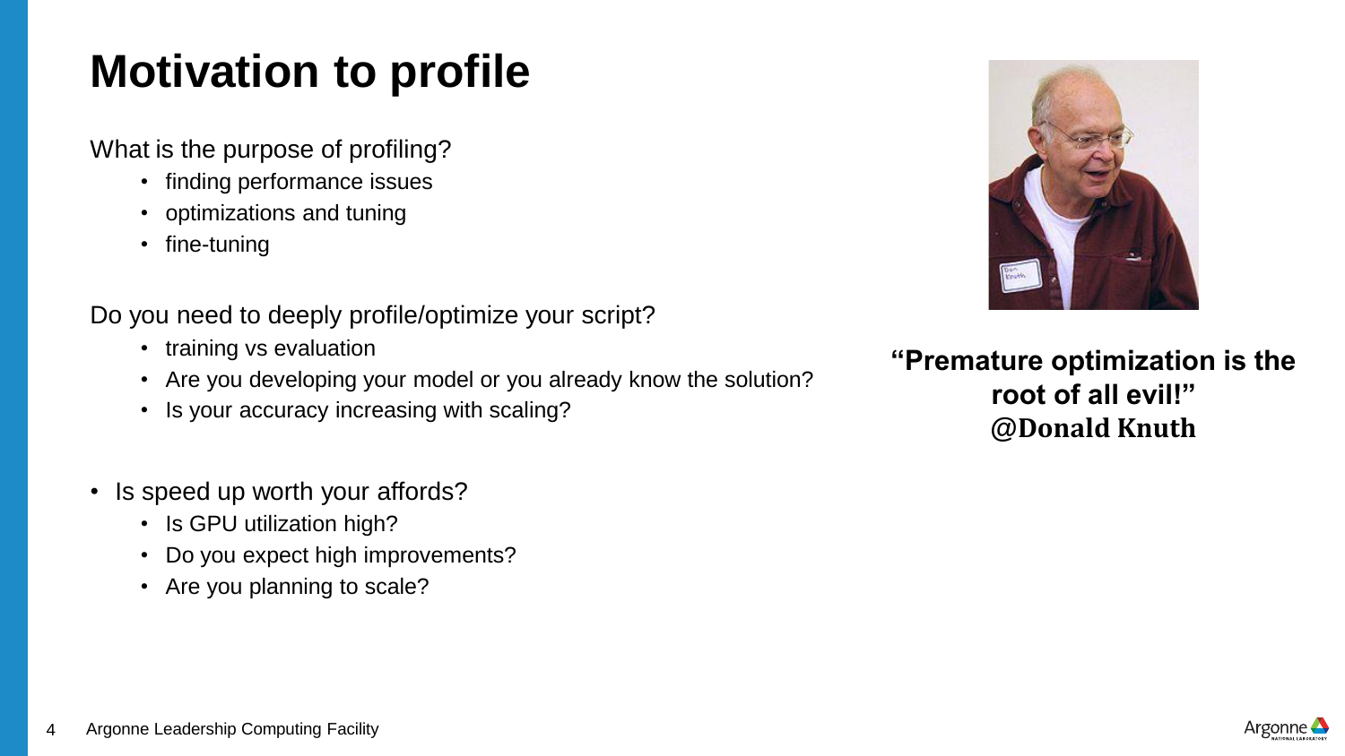# Motivation to profile

What is the purpose of profiling?

- finding performance issues
- optimizations and tuning
- fine-tuning

Do you need to deeply profile/optimize your script?

- training vs evaluation
- Are you developing your model or you already know the solution?
- Is your accuracy increasing with scaling?

- Is speed up worth your affords?
  - Is GPU utilization high?
  - Do you expect high improvements?
  - Are you planning to scale?

**"Premature optimization is the root of all evil!"**
**@Donald Knuth**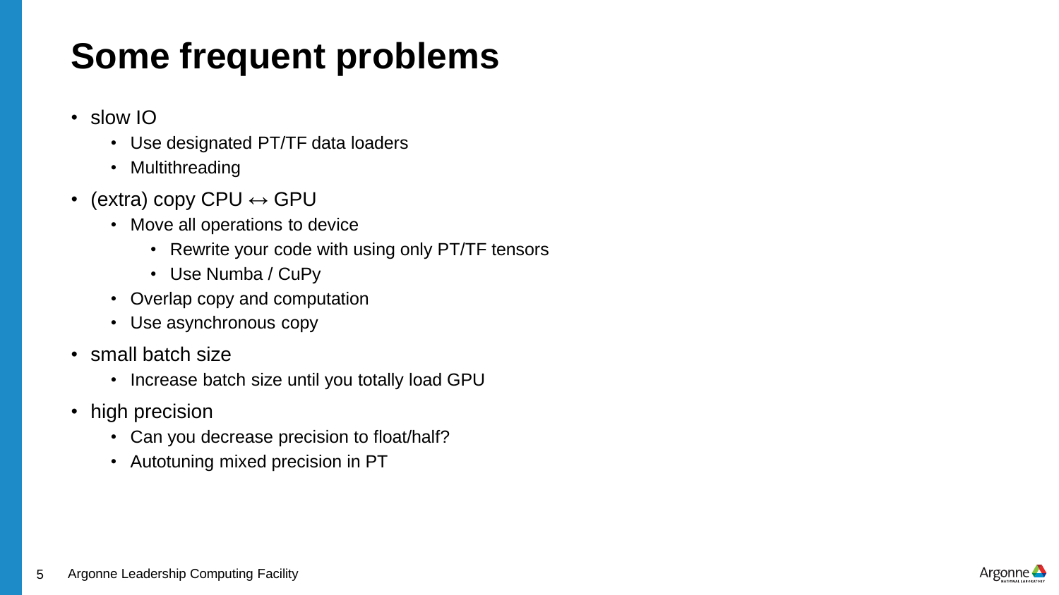# Some frequent problems

- slow IO
  - Use designated PT/TF data loaders
  - Multithreading
- (extra) copy CPU $\leftrightarrow$ GPU
  - Move all operations to device
    - Rewrite your code with using only PT/TF tensors
    - Use Numba / CuPy
  - Overlap copy and computation
  - Use asynchronous copy
- small batch size
  - Increase batch size until you totally load GPU
- high precision
  - Can you decrease precision to float/half?
  - Autotuning mixed precision in PT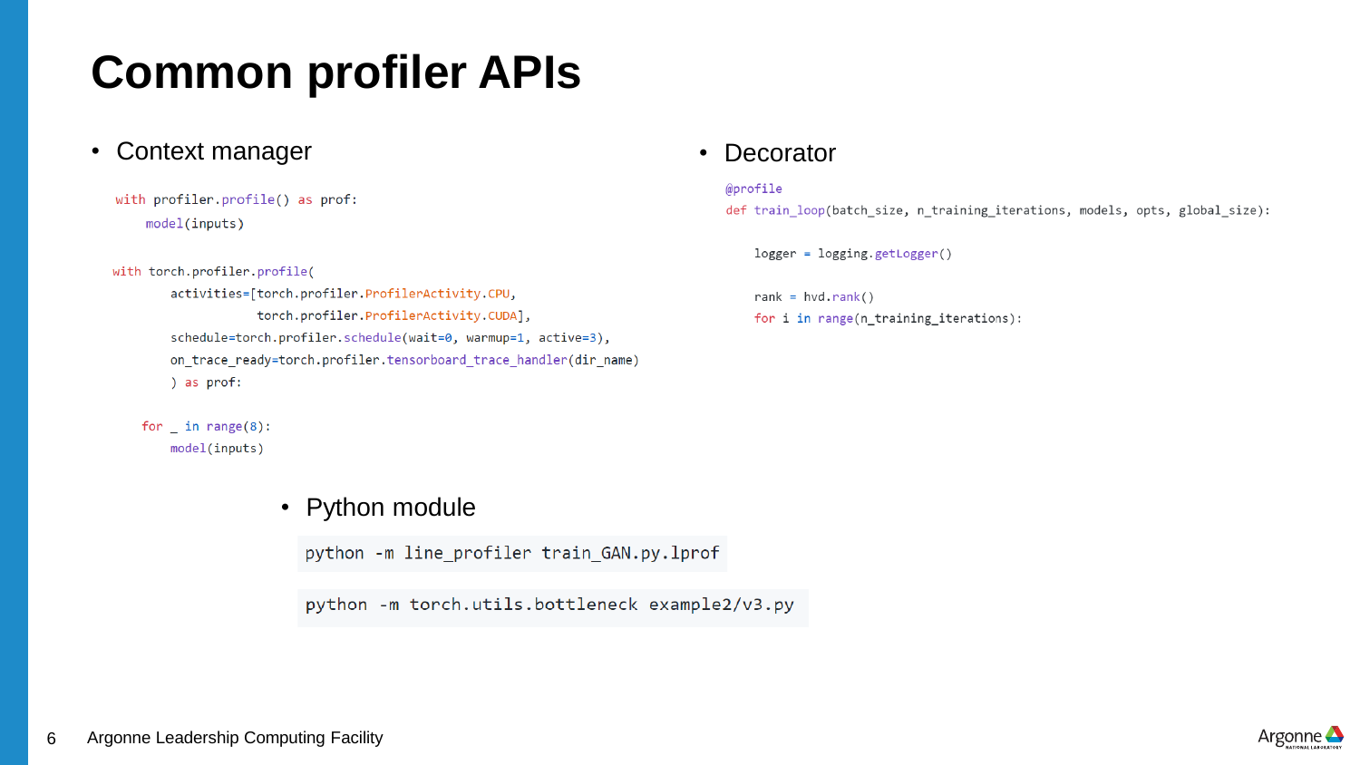# Common profiler APIs

- Context manager

```python
with profiler.profile() as prof:
    model(inputs)
```

```python
with torch.profiler.profile(
        activities=[torch.profiler.ProfilerActivity.CPU,
                    torch.profiler.ProfilerActivity.CUDA],
        schedule=torch.profiler.schedule(wait=0, warmup=1, active=3),
        on_trace_ready=torch.profiler.tensorboard_trace_handler(dir_name)
        ) as prof:

    for _ in range(8):
        model(inputs)
```

- Decorator

```python
@profile
def train_loop(batch_size, n_training_iterations, models, opts, global_size):

    logger = logging.getLogger()

    rank = hvd.rank()
    for i in range(n_training_iterations):
```

- Python module

```
python -m line_profiler train_GAN.py.lprof
```

```
python -m torch.utils.bottleneck example2/v3.py
```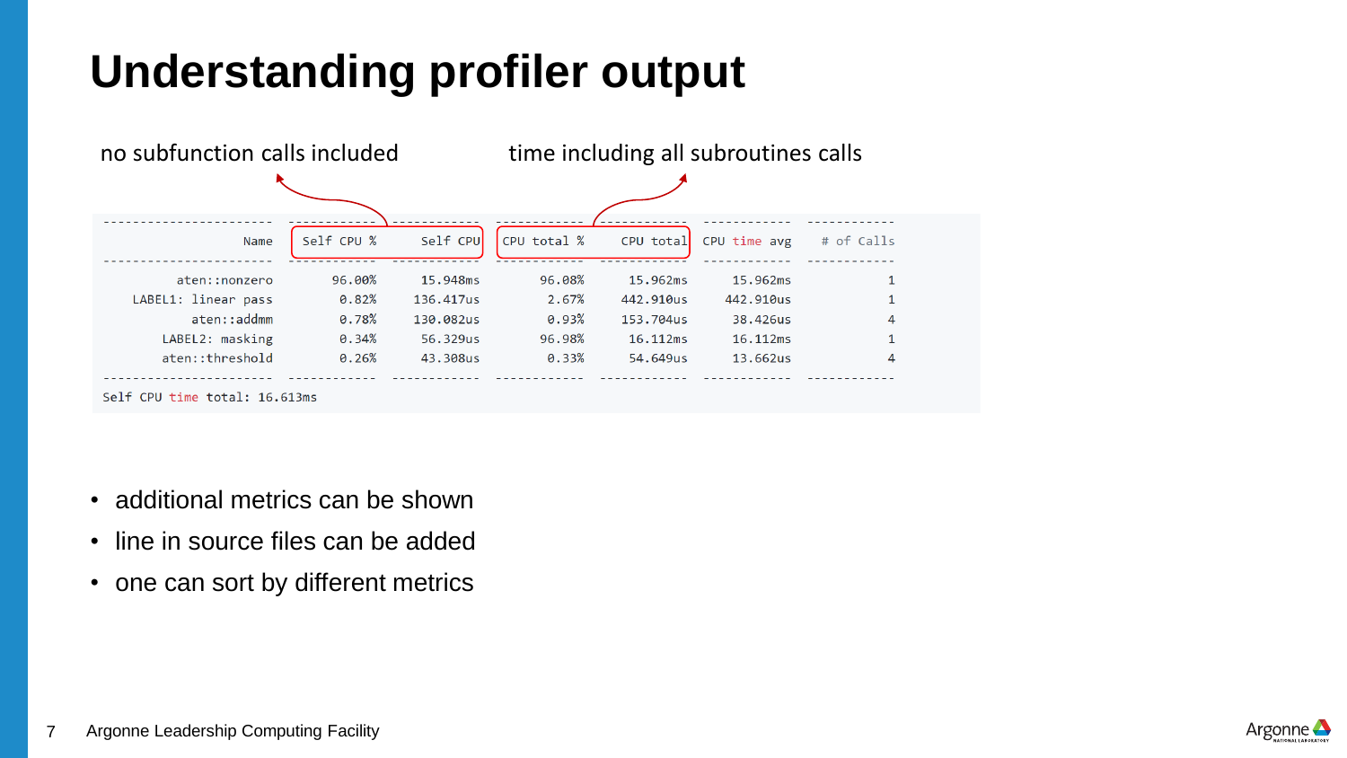# Understanding profiler output

no subfunction calls included — time including all subroutines calls

```
-----------------------  ------------  ------------  ------------  ------------  ------------  ------------
                   Name    Self CPU %      Self CPU   CPU total %     CPU total  CPU time avg    # of Calls
-----------------------  ------------  ------------  ------------  ------------  ------------  ------------
           aten::nonzero        96.00%      15.948ms        96.08%      15.962ms      15.962ms             1
      LABEL1: linear pass        0.82%     136.417us         2.67%     442.910us     442.910us             1
             aten::addmm         0.78%     130.082us         0.93%     153.704us      38.426us             4
         LABEL2: masking         0.34%      56.329us        96.98%      16.112ms      16.112ms             1
         aten::threshold         0.26%      43.308us         0.33%      54.649us      13.662us             4
-----------------------  ------------  ------------  ------------  ------------  ------------  ------------
Self CPU time total: 16.613ms
```

- additional metrics can be shown
- line in source files can be added
- one can sort by different metrics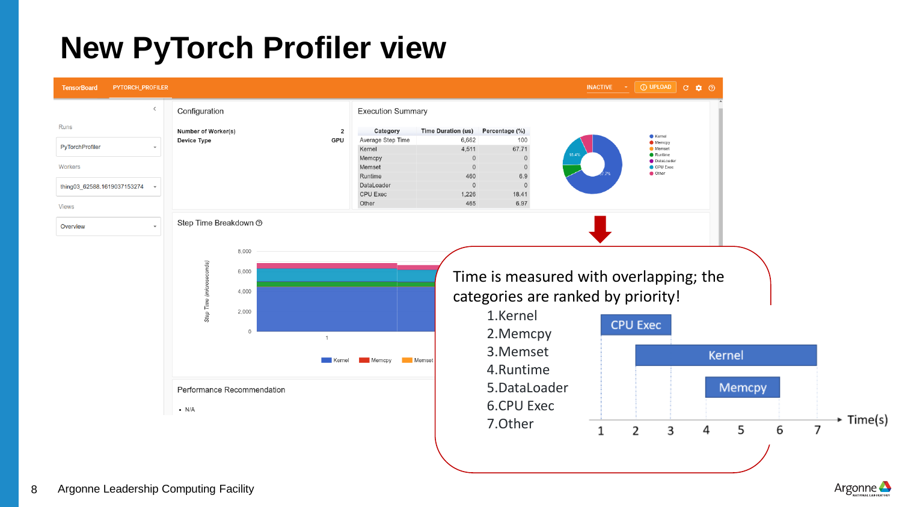# New PyTorch Profiler view

TensorBoard PYTORCH_PROFILER

Runs: PyTorchProfiler

Workers: thing03_62588.1619037153274

Views: Overview

**Configuration**

| | |
|---|---|
| Number of Worker(s) | 2 |
| Device Type | GPU |

**Execution Summary**

| Category | Time Duration (us) | Percentage (%) |
|---|---|---|
| Average Step Time | 6,662 | 100 |
| Kernel | 4,511 | 67.71 |
| Memcpy | 0 | 0 |
| Memset | 0 | 0 |
| Runtime | 460 | 6.9 |
| DataLoader | 0 | 0 |
| CPU Exec | 1,226 | 18.41 |
| Other | 465 | 6.97 |

**Step Time Breakdown**

**Performance Recommendation**

- N/A

Time is measured with overlapping; the categories are ranked by priority!

1. Kernel
2. Memcpy
3. Memset
4. Runtime
5. DataLoader
6. CPU Exec
7. Other

Argonne Leadership Computing Facility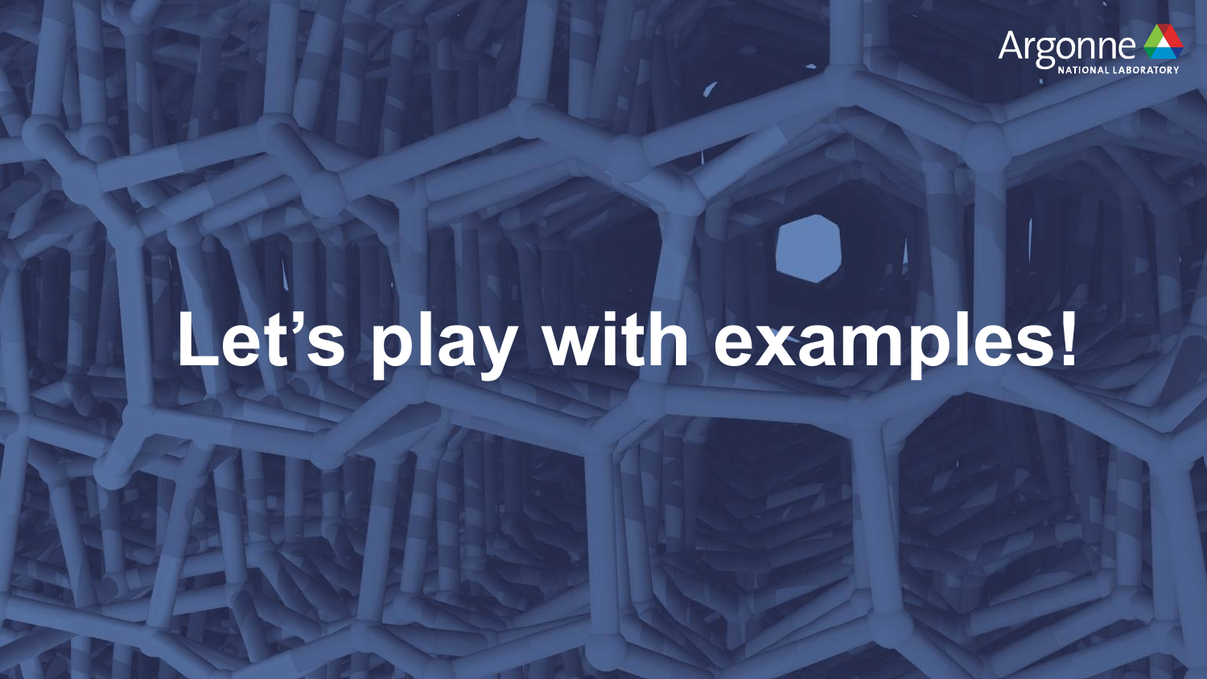# Let's play with examples!